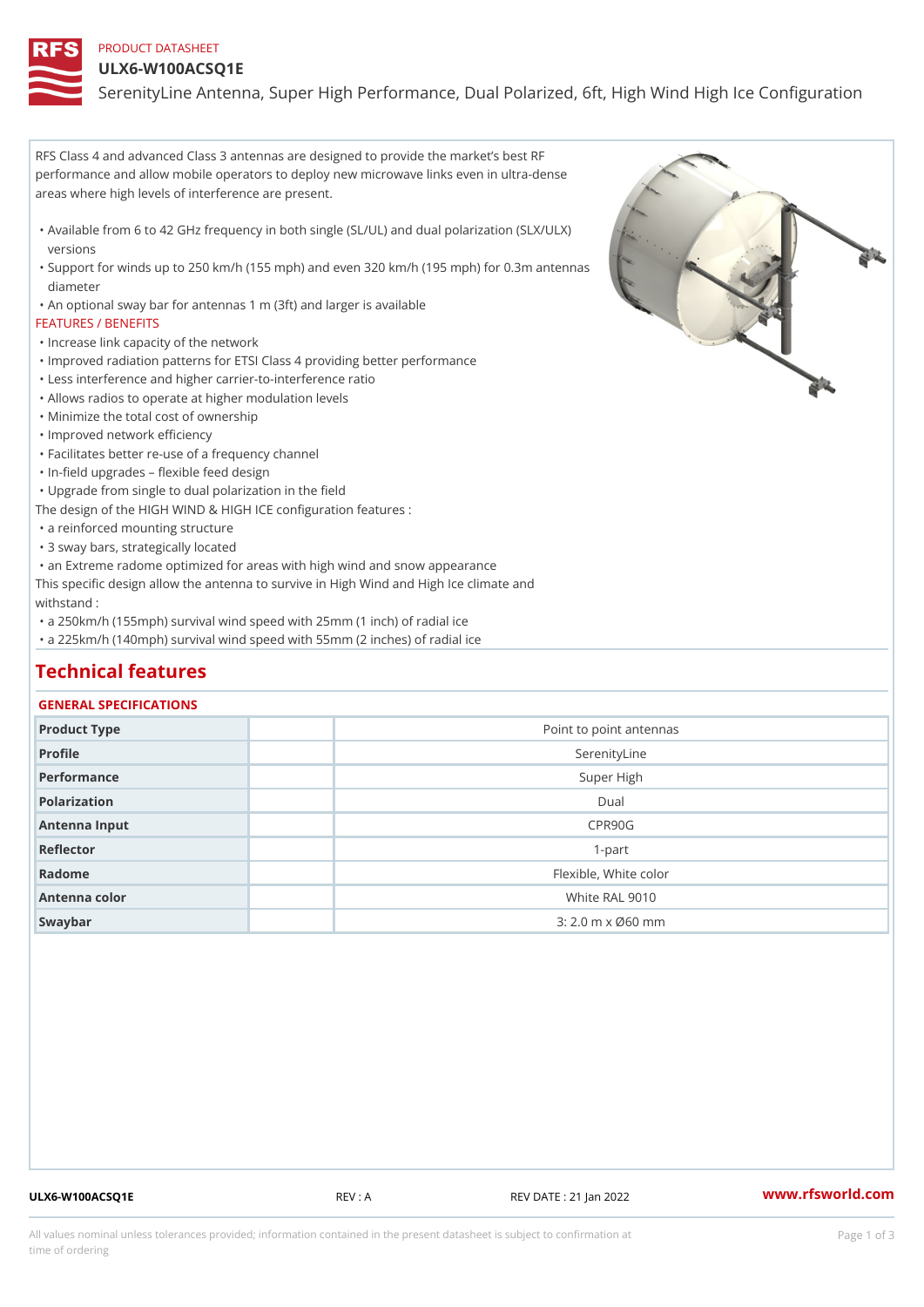PRODUCT DATASHEET

# ULX6-W100ACSQ1E

SerenityLine Antenna, Super High Performance, Dual Polarized, 6ft, High Wind High Ice Configuration

RFS Class 4 and advanced Class 3 antennas are designed to provide the market's best RF performance and allow mobile operators to deploy new microwave links even in ultra-dense areas where high levels of interference are present.

- Available from 6 to 42 GHz frequency in both single (SL/UL) and dual polarization (SLX/ULX) versions
- Support for winds up to 250 km/h (155 mph) and even 320 km/h (195 mph) for 0.3m antennas diameter
- An optional sway bar for antennas 1 m (3ft) and larger is available

FEATURES / BENEFITS

- Increase link capacity of the network
- Improved radiation patterns for ETSI Class 4 providing better performance
- Less interference and higher carrier-to-interference ratio
- Allows radios to operate at higher modulation levels
- Minimize the total cost of ownership
- Improved network efficiency
- Facilitates better re-use of a frequency channel
- In-field upgrades – flexible feed design
- Upgrade from single to dual polarization in the field

The design of the HIGH WIND & HIGH ICE configuration features :

- a reinforced mounting structure
- 3 sway bars, strategically located
- an Extreme radome optimized for areas with high wind and snow appearance

This specific design allow the antenna to survive in High Wind and High Ice climate and withstand :

- a 250km/h (155mph) survival wind speed with 25mm (1 inch) of radial ice
- a 225km/h (140mph) survival wind speed with 55mm (2 inches) of radial ice

## Technical features

### GENERAL SPECIFICATIONS

| | | |
|---|---|---|
| Product Type | | Point to point antennas |
| Profile | | SerenityLine |
| Performance | | Super High |
| Polarization | | Dual |
| Antenna Input | | CPR90G |
| Reflector | | 1-part |
| Radome | | Flexible, White color |
| Antenna color | | White RAL 9010 |
| Swaybar | | 3: 2.0 m x Ø60 mm |

ULX6-W100ACSQ1E REV : A REV DATE : 21 Jan 2022 www.rfsworld.com

All values nominal unless tolerances provided; information contained in the present datasheet is subject to confirmation at time of ordering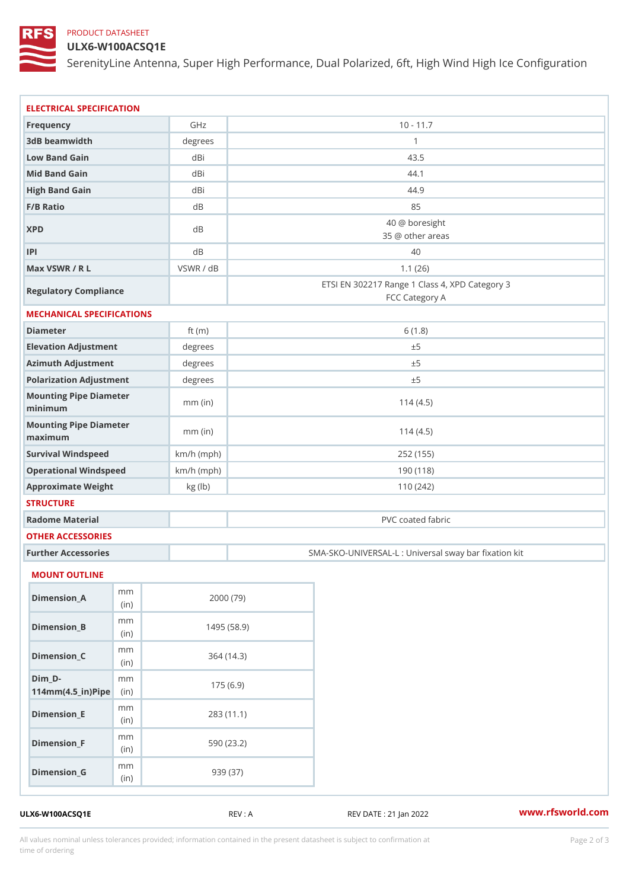PRODUCT DATASHEET

# ULX6-W100ACSQ1E

SerenityLine Antenna, Super High Performance, Dual Polarized, 6ft, High Wind High Ice Configuration

## ELECTRICAL SPECIFICATION

| | | |
|---|---|---|
| **Frequency** | GHz | 10 - 11.7 |
| **3dB beamwidth** | degrees | 1 |
| **Low Band Gain** | dBi | 43.5 |
| **Mid Band Gain** | dBi | 44.1 |
| **High Band Gain** | dBi | 44.9 |
| **F/B Ratio** | dB | 85 |
| **XPD** | dB | 40 @ boresight<br>35 @ other areas |
| **IPI** | dB | 40 |
| **Max VSWR / R L** | VSWR / dB | 1.1 (26) |
| **Regulatory Compliance** | | ETSI EN 302217 Range 1 Class 4, XPD Category 3<br>FCC Category A |

## MECHANICAL SPECIFICATIONS

| | | |
|---|---|---|
| **Diameter** | ft (m) | 6 (1.8) |
| **Elevation Adjustment** | degrees | ±5 |
| **Azimuth Adjustment** | degrees | ±5 |
| **Polarization Adjustment** | degrees | ±5 |
| **Mounting Pipe Diameter minimum** | mm (in) | 114 (4.5) |
| **Mounting Pipe Diameter maximum** | mm (in) | 114 (4.5) |
| **Survival Windspeed** | km/h (mph) | 252 (155) |
| **Operational Windspeed** | km/h (mph) | 190 (118) |
| **Approximate Weight** | kg (lb) | 110 (242) |

## STRUCTURE

| | | |
|---|---|---|
| **Radome Material** | | PVC coated fabric |

## OTHER ACCESSORIES

| | | |
|---|---|---|
| **Further Accessories** | | SMA-SKO-UNIVERSAL-L : Universal sway bar fixation kit |

## MOUNT OUTLINE

| | | |
|---|---|---|
| **Dimension_A** | mm (in) | 2000 (79) |
| **Dimension_B** | mm (in) | 1495 (58.9) |
| **Dimension_C** | mm (in) | 364 (14.3) |
| **Dim_D-114mm(4.5_in)Pipe** | mm (in) | 175 (6.9) |
| **Dimension_E** | mm (in) | 283 (11.1) |
| **Dimension_F** | mm (in) | 590 (23.2) |
| **Dimension_G** | mm (in) | 939 (37) |

ULX6-W100ACSQ1E REV : A REV DATE : 21 Jan 2022 www.rfsworld.com

All values nominal unless tolerances provided; information contained in the present datasheet is subject to confirmation at time of ordering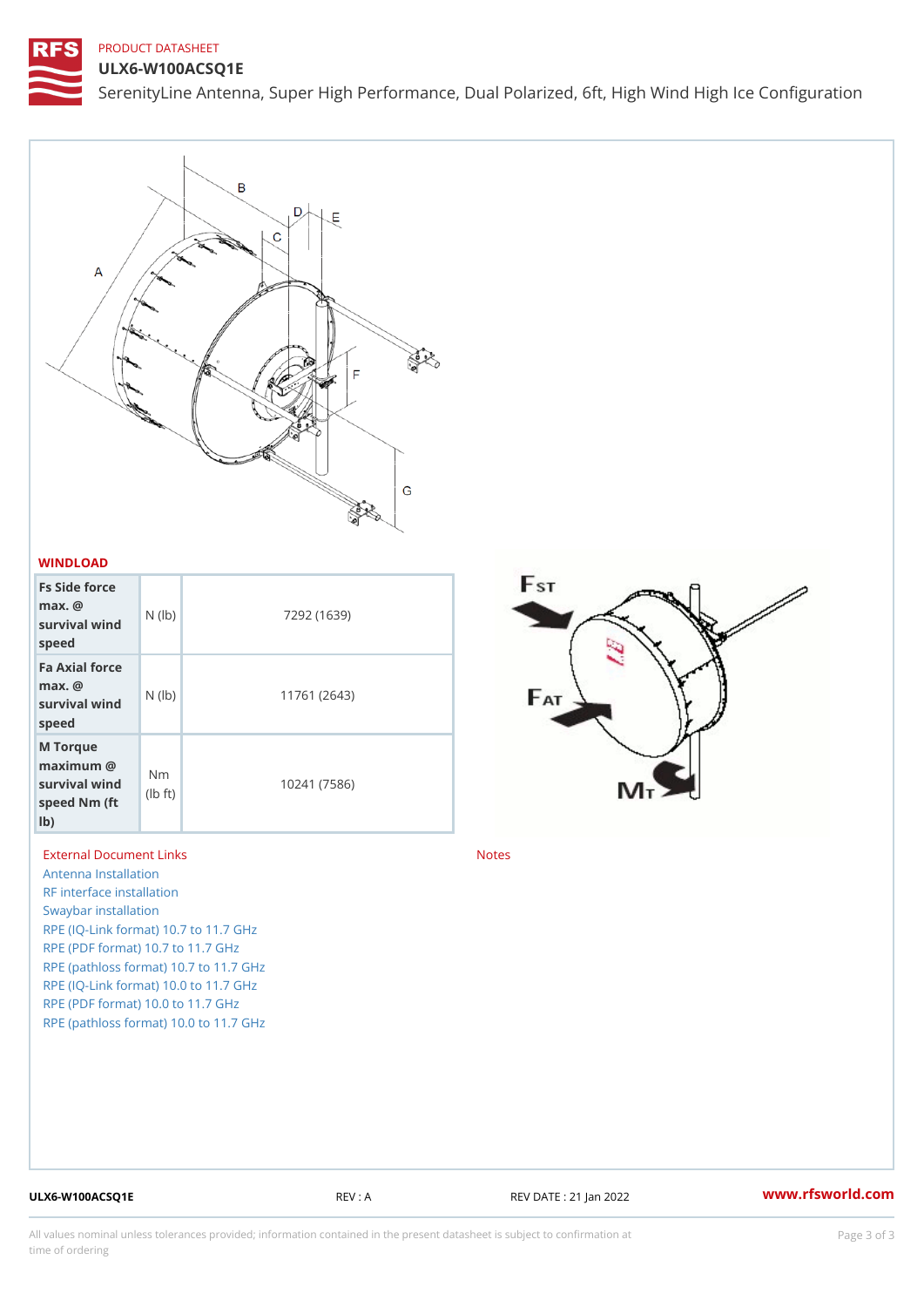PRODUCT DATASHEET

# ULX6-W100ACSQ1E

SerenityLine Antenna, Super High Performance, Dual Polarized, 6ft, High Wind High Ice Configuration

B
D
E
C
A
F
G

## WINDLOAD

| | | |
|---|---|---|
| Fs Side force max. @ survival wind speed | N (lb) | 7292 (1639) |
| Fa Axial force max. @ survival wind speed | N (lb) | 11761 (2643) |
| M Torque maximum @ survival wind speed Nm (ft lb) | Nm (lb ft) | 10241 (7586) |

$F_{ST}$

$F_{AT}$

$M_T$

## External Document Links

- Antenna Installation
- RF interface installation
- Swaybar installation
- RPE (IQ-Link format) 10.7 to 11.7 GHz
- RPE (PDF format) 10.7 to 11.7 GHz
- RPE (pathloss format) 10.7 to 11.7 GHz
- RPE (IQ-Link format) 10.0 to 11.7 GHz
- RPE (PDF format) 10.0 to 11.7 GHz
- RPE (pathloss format) 10.0 to 11.7 GHz

## Notes

ULX6-W100ACSQ1E REV : A REV DATE : 21 Jan 2022 www.rfsworld.com

All values nominal unless tolerances provided; information contained in the present datasheet is subject to confirmation at time of ordering